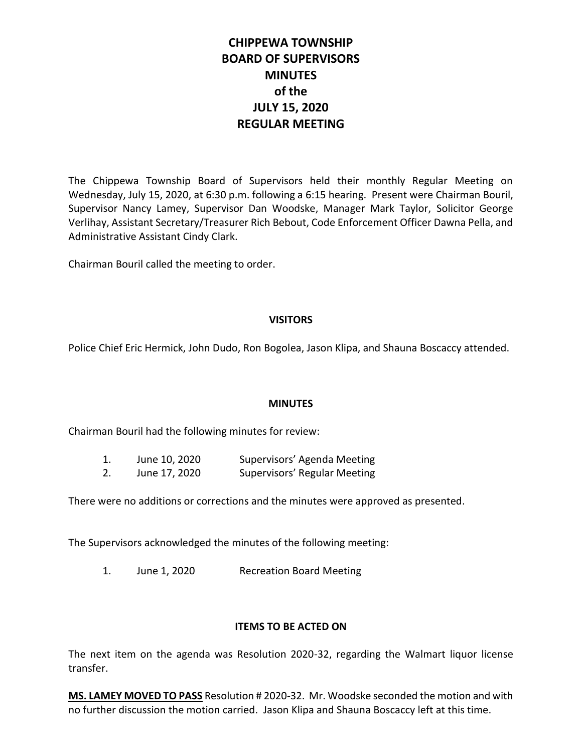# CHIPPEWA TOWNSHIP
# BOARD OF SUPERVISORS
# MINUTES
# of the
# JULY 15, 2020
# REGULAR MEETING

The Chippewa Township Board of Supervisors held their monthly Regular Meeting on Wednesday, July 15, 2020, at 6:30 p.m. following a 6:15 hearing. Present were Chairman Bouril, Supervisor Nancy Lamey, Supervisor Dan Woodske, Manager Mark Taylor, Solicitor George Verlihay, Assistant Secretary/Treasurer Rich Bebout, Code Enforcement Officer Dawna Pella, and Administrative Assistant Cindy Clark.

Chairman Bouril called the meeting to order.

## VISITORS

Police Chief Eric Hermick, John Dudo, Ron Bogolea, Jason Klipa, and Shauna Boscaccy attended.

## MINUTES

Chairman Bouril had the following minutes for review:

1. June 10, 2020 Supervisors' Agenda Meeting
2. June 17, 2020 Supervisors' Regular Meeting

There were no additions or corrections and the minutes were approved as presented.

The Supervisors acknowledged the minutes of the following meeting:

1. June 1, 2020 Recreation Board Meeting

## ITEMS TO BE ACTED ON

The next item on the agenda was Resolution 2020-32, regarding the Walmart liquor license transfer.

**MS. LAMEY MOVED TO PASS** Resolution # 2020-32. Mr. Woodske seconded the motion and with no further discussion the motion carried. Jason Klipa and Shauna Boscaccy left at this time.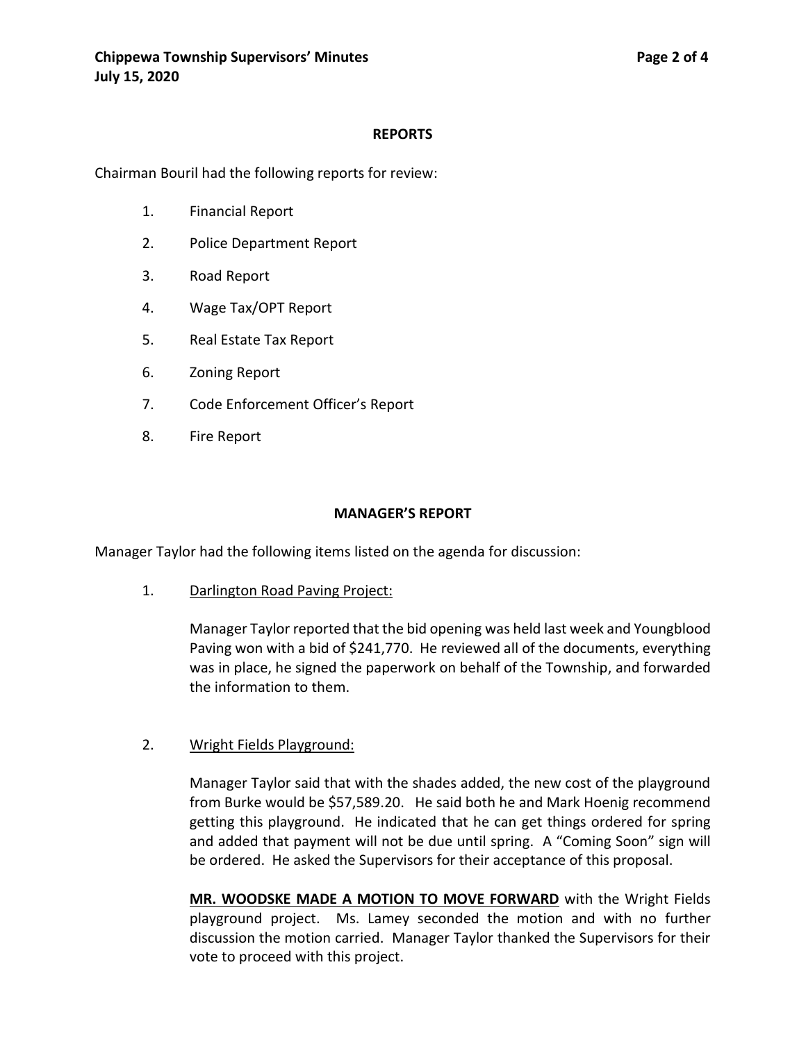## REPORTS

Chairman Bouril had the following reports for review:

1. Financial Report
2. Police Department Report
3. Road Report
4. Wage Tax/OPT Report
5. Real Estate Tax Report
6. Zoning Report
7. Code Enforcement Officer's Report
8. Fire Report

## MANAGER'S REPORT

Manager Taylor had the following items listed on the agenda for discussion:

1. Darlington Road Paving Project:

   Manager Taylor reported that the bid opening was held last week and Youngblood Paving won with a bid of $241,770. He reviewed all of the documents, everything was in place, he signed the paperwork on behalf of the Township, and forwarded the information to them.

2. Wright Fields Playground:

   Manager Taylor said that with the shades added, the new cost of the playground from Burke would be $57,589.20. He said both he and Mark Hoenig recommend getting this playground. He indicated that he can get things ordered for spring and added that payment will not be due until spring. A "Coming Soon" sign will be ordered. He asked the Supervisors for their acceptance of this proposal.

   **MR. WOODSKE MADE A MOTION TO MOVE FORWARD** with the Wright Fields playground project. Ms. Lamey seconded the motion and with no further discussion the motion carried. Manager Taylor thanked the Supervisors for their vote to proceed with this project.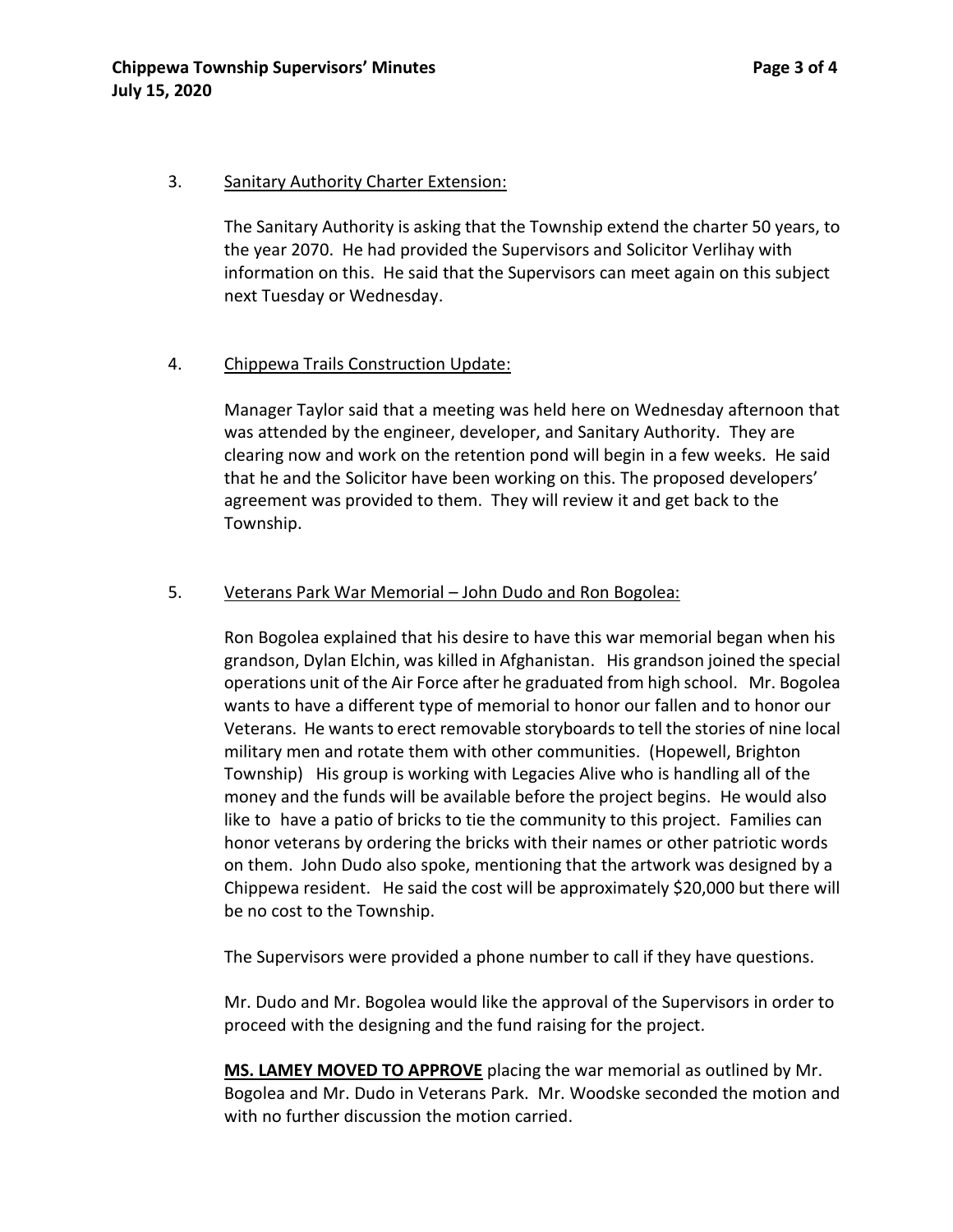3. <u>Sanitary Authority Charter Extension:</u>

   The Sanitary Authority is asking that the Township extend the charter 50 years, to the year 2070. He had provided the Supervisors and Solicitor Verlihay with information on this. He said that the Supervisors can meet again on this subject next Tuesday or Wednesday.

4. <u>Chippewa Trails Construction Update:</u>

   Manager Taylor said that a meeting was held here on Wednesday afternoon that was attended by the engineer, developer, and Sanitary Authority. They are clearing now and work on the retention pond will begin in a few weeks. He said that he and the Solicitor have been working on this. The proposed developers' agreement was provided to them. They will review it and get back to the Township.

5. <u>Veterans Park War Memorial – John Dudo and Ron Bogolea:</u>

   Ron Bogolea explained that his desire to have this war memorial began when his grandson, Dylan Elchin, was killed in Afghanistan. His grandson joined the special operations unit of the Air Force after he graduated from high school. Mr. Bogolea wants to have a different type of memorial to honor our fallen and to honor our Veterans. He wants to erect removable storyboards to tell the stories of nine local military men and rotate them with other communities. (Hopewell, Brighton Township) His group is working with Legacies Alive who is handling all of the money and the funds will be available before the project begins. He would also like to have a patio of bricks to tie the community to this project. Families can honor veterans by ordering the bricks with their names or other patriotic words on them. John Dudo also spoke, mentioning that the artwork was designed by a Chippewa resident. He said the cost will be approximately $20,000 but there will be no cost to the Township.

   The Supervisors were provided a phone number to call if they have questions.

   Mr. Dudo and Mr. Bogolea would like the approval of the Supervisors in order to proceed with the designing and the fund raising for the project.

   **<u>MS. LAMEY MOVED TO APPROVE</u>** placing the war memorial as outlined by Mr. Bogolea and Mr. Dudo in Veterans Park. Mr. Woodske seconded the motion and with no further discussion the motion carried.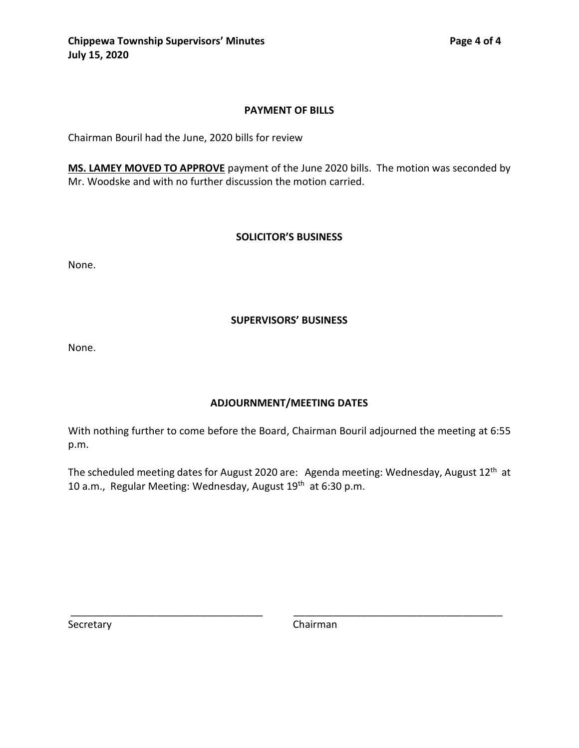## PAYMENT OF BILLS

Chairman Bouril had the June, 2020 bills for review

**MS. LAMEY MOVED TO APPROVE** payment of the June 2020 bills. The motion was seconded by Mr. Woodske and with no further discussion the motion carried.

## SOLICITOR'S BUSINESS

None.

## SUPERVISORS' BUSINESS

None.

## ADJOURNMENT/MEETING DATES

With nothing further to come before the Board, Chairman Bouril adjourned the meeting at 6:55 p.m.

The scheduled meeting dates for August 2020 are: Agenda meeting: Wednesday, August 12th at 10 a.m., Regular Meeting: Wednesday, August 19th at 6:30 p.m.

\_\_\_\_\_\_\_\_\_\_\_\_\_\_\_\_\_\_\_\_\_\_\_\_\_\_\_\_\_\_\_\_\_\_\_\_
Secretary

\_\_\_\_\_\_\_\_\_\_\_\_\_\_\_\_\_\_\_\_\_\_\_\_\_\_\_\_\_\_\_\_\_\_\_\_
Chairman